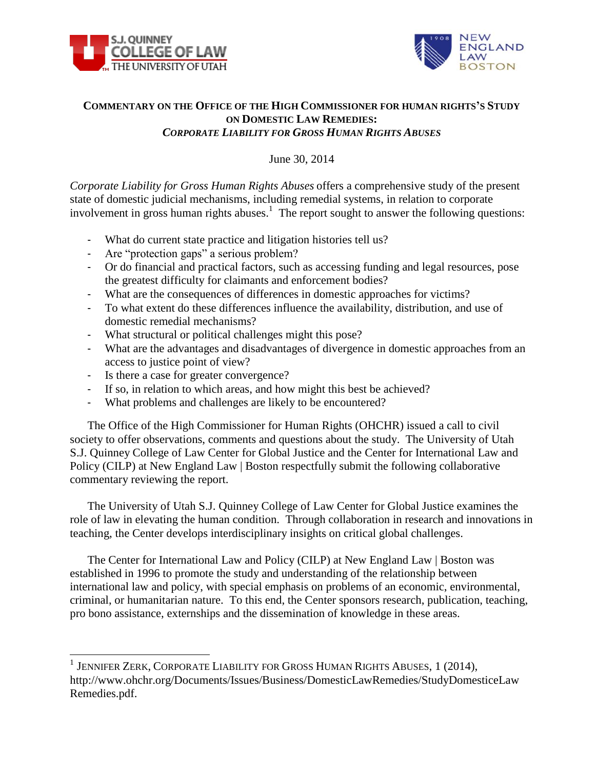S.J. QUINNEY COLLEGE OF LAW THE UNIVERSITY OF UTAH

NEW ENGLAND LAW BOSTON

## COMMENTARY ON THE OFFICE OF THE HIGH COMMISSIONER FOR HUMAN RIGHTS'S STUDY ON DOMESTIC LAW REMEDIES: *CORPORATE LIABILITY FOR GROSS HUMAN RIGHTS ABUSES*

June 30, 2014

*Corporate Liability for Gross Human Rights Abuses* offers a comprehensive study of the present state of domestic judicial mechanisms, including remedial systems, in relation to corporate involvement in gross human rights abuses.[1] The report sought to answer the following questions:

- What do current state practice and litigation histories tell us?
- Are "protection gaps" a serious problem?
- Or do financial and practical factors, such as accessing funding and legal resources, pose the greatest difficulty for claimants and enforcement bodies?
- What are the consequences of differences in domestic approaches for victims?
- To what extent do these differences influence the availability, distribution, and use of domestic remedial mechanisms?
- What structural or political challenges might this pose?
- What are the advantages and disadvantages of divergence in domestic approaches from an access to justice point of view?
- Is there a case for greater convergence?
- If so, in relation to which areas, and how might this best be achieved?
- What problems and challenges are likely to be encountered?

The Office of the High Commissioner for Human Rights (OHCHR) issued a call to civil society to offer observations, comments and questions about the study. The University of Utah S.J. Quinney College of Law Center for Global Justice and the Center for International Law and Policy (CILP) at New England Law | Boston respectfully submit the following collaborative commentary reviewing the report.

The University of Utah S.J. Quinney College of Law Center for Global Justice examines the role of law in elevating the human condition. Through collaboration in research and innovations in teaching, the Center develops interdisciplinary insights on critical global challenges.

The Center for International Law and Policy (CILP) at New England Law | Boston was established in 1996 to promote the study and understanding of the relationship between international law and policy, with special emphasis on problems of an economic, environmental, criminal, or humanitarian nature. To this end, the Center sponsors research, publication, teaching, pro bono assistance, externships and the dissemination of knowledge in these areas.

---

[1] JENNIFER ZERK, CORPORATE LIABILITY FOR GROSS HUMAN RIGHTS ABUSES, 1 (2014), http://www.ohchr.org/Documents/Issues/Business/DomesticLawRemedies/StudyDomesticeLawRemedies.pdf.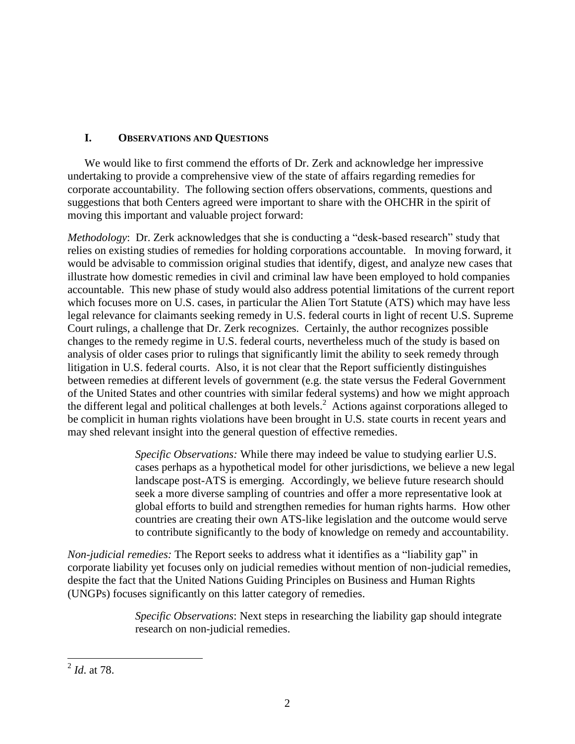## I. Observations and Questions

We would like to first commend the efforts of Dr. Zerk and acknowledge her impressive undertaking to provide a comprehensive view of the state of affairs regarding remedies for corporate accountability. The following section offers observations, comments, questions and suggestions that both Centers agreed were important to share with the OHCHR in the spirit of moving this important and valuable project forward:

*Methodology*: Dr. Zerk acknowledges that she is conducting a "desk-based research" study that relies on existing studies of remedies for holding corporations accountable. In moving forward, it would be advisable to commission original studies that identify, digest, and analyze new cases that illustrate how domestic remedies in civil and criminal law have been employed to hold companies accountable. This new phase of study would also address potential limitations of the current report which focuses more on U.S. cases, in particular the Alien Tort Statute (ATS) which may have less legal relevance for claimants seeking remedy in U.S. federal courts in light of recent U.S. Supreme Court rulings, a challenge that Dr. Zerk recognizes. Certainly, the author recognizes possible changes to the remedy regime in U.S. federal courts, nevertheless much of the study is based on analysis of older cases prior to rulings that significantly limit the ability to seek remedy through litigation in U.S. federal courts. Also, it is not clear that the Report sufficiently distinguishes between remedies at different levels of government (e.g. the state versus the Federal Government of the United States and other countries with similar federal systems) and how we might approach the different legal and political challenges at both levels.[2] Actions against corporations alleged to be complicit in human rights violations have been brought in U.S. state courts in recent years and may shed relevant insight into the general question of effective remedies.

> *Specific Observations:* While there may indeed be value to studying earlier U.S. cases perhaps as a hypothetical model for other jurisdictions, we believe a new legal landscape post-ATS is emerging. Accordingly, we believe future research should seek a more diverse sampling of countries and offer a more representative look at global efforts to build and strengthen remedies for human rights harms. How other countries are creating their own ATS-like legislation and the outcome would serve to contribute significantly to the body of knowledge on remedy and accountability.

*Non-judicial remedies:* The Report seeks to address what it identifies as a "liability gap" in corporate liability yet focuses only on judicial remedies without mention of non-judicial remedies, despite the fact that the United Nations Guiding Principles on Business and Human Rights (UNGPs) focuses significantly on this latter category of remedies.

> *Specific Observations*: Next steps in researching the liability gap should integrate research on non-judicial remedies.

---

[2] *Id*. at 78.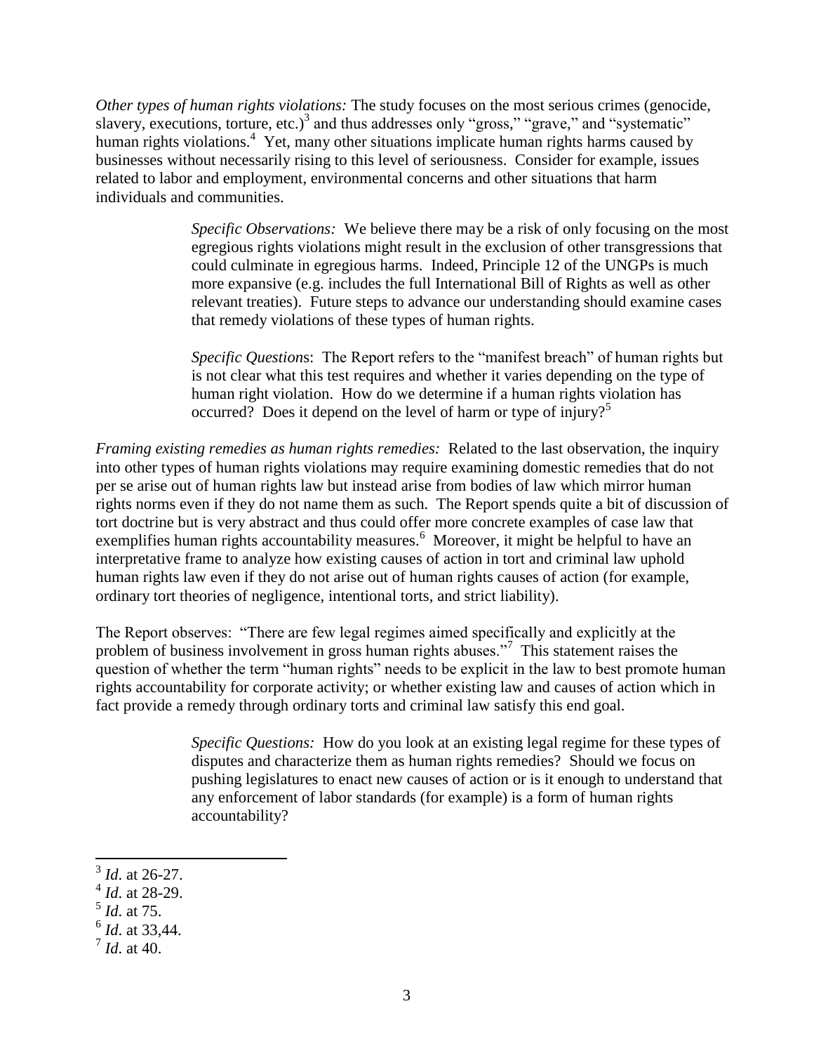*Other types of human rights violations:* The study focuses on the most serious crimes (genocide, slavery, executions, torture, etc.)[3] and thus addresses only "gross," "grave," and "systematic" human rights violations.[4] Yet, many other situations implicate human rights harms caused by businesses without necessarily rising to this level of seriousness. Consider for example, issues related to labor and employment, environmental concerns and other situations that harm individuals and communities.

> *Specific Observations:* We believe there may be a risk of only focusing on the most egregious rights violations might result in the exclusion of other transgressions that could culminate in egregious harms. Indeed, Principle 12 of the UNGPs is much more expansive (e.g. includes the full International Bill of Rights as well as other relevant treaties). Future steps to advance our understanding should examine cases that remedy violations of these types of human rights.

> *Specific Questions*: The Report refers to the "manifest breach" of human rights but is not clear what this test requires and whether it varies depending on the type of human right violation. How do we determine if a human rights violation has occurred? Does it depend on the level of harm or type of injury?[5]

*Framing existing remedies as human rights remedies:* Related to the last observation, the inquiry into other types of human rights violations may require examining domestic remedies that do not per se arise out of human rights law but instead arise from bodies of law which mirror human rights norms even if they do not name them as such. The Report spends quite a bit of discussion of tort doctrine but is very abstract and thus could offer more concrete examples of case law that exemplifies human rights accountability measures.[6] Moreover, it might be helpful to have an interpretative frame to analyze how existing causes of action in tort and criminal law uphold human rights law even if they do not arise out of human rights causes of action (for example, ordinary tort theories of negligence, intentional torts, and strict liability).

The Report observes: "There are few legal regimes aimed specifically and explicitly at the problem of business involvement in gross human rights abuses."[7] This statement raises the question of whether the term "human rights" needs to be explicit in the law to best promote human rights accountability for corporate activity; or whether existing law and causes of action which in fact provide a remedy through ordinary torts and criminal law satisfy this end goal.

> *Specific Questions:* How do you look at an existing legal regime for these types of disputes and characterize them as human rights remedies? Should we focus on pushing legislatures to enact new causes of action or is it enough to understand that any enforcement of labor standards (for example) is a form of human rights accountability?

---

[3] *Id*. at 26-27.
[4] *Id*. at 28-29.
[5] *Id*. at 75.
[6] *Id*. at 33,44.
[7] *Id*. at 40.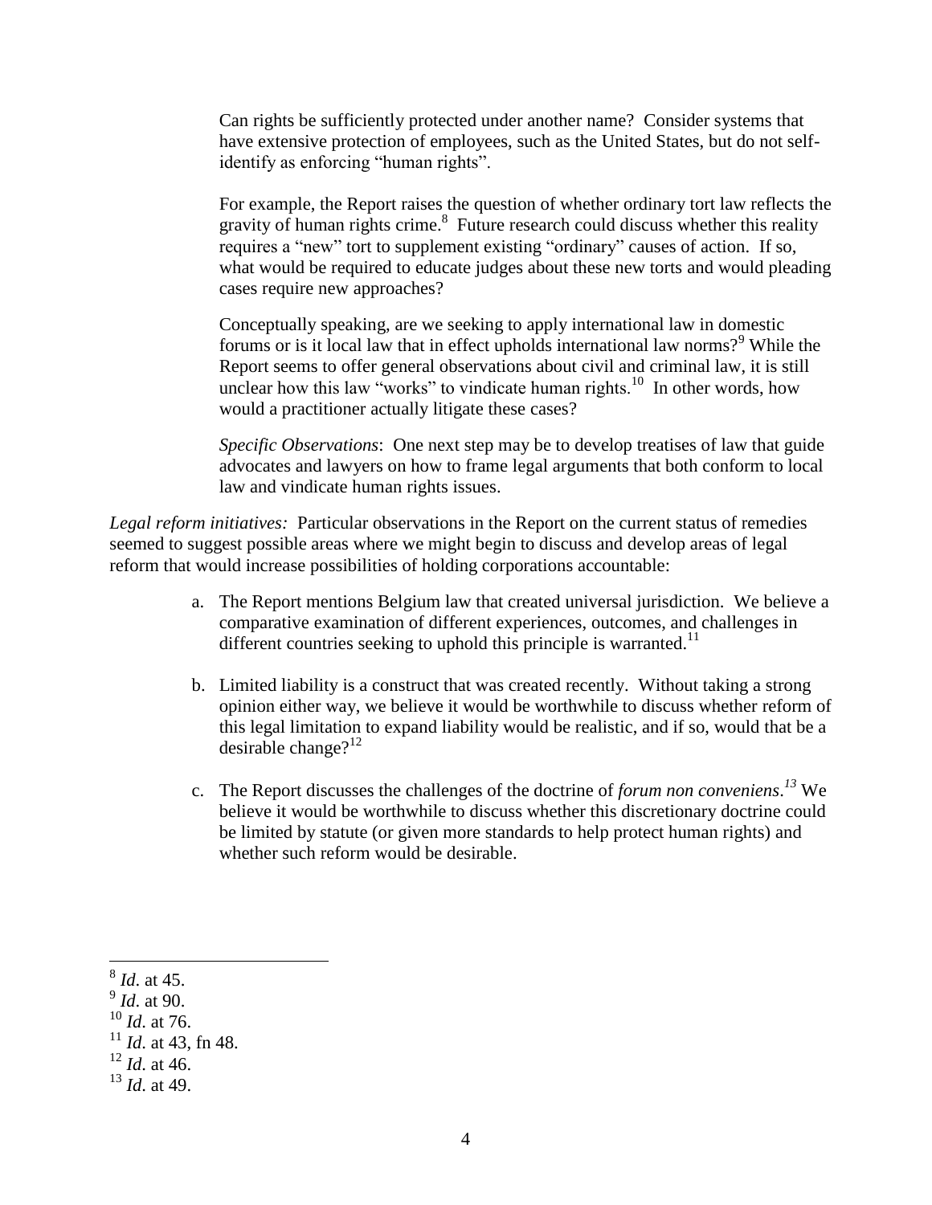Can rights be sufficiently protected under another name? Consider systems that have extensive protection of employees, such as the United States, but do not self-identify as enforcing "human rights".

For example, the Report raises the question of whether ordinary tort law reflects the gravity of human rights crime.[8] Future research could discuss whether this reality requires a "new" tort to supplement existing "ordinary" causes of action. If so, what would be required to educate judges about these new torts and would pleading cases require new approaches?

Conceptually speaking, are we seeking to apply international law in domestic forums or is it local law that in effect upholds international law norms?[9] While the Report seems to offer general observations about civil and criminal law, it is still unclear how this law "works" to vindicate human rights.[10] In other words, how would a practitioner actually litigate these cases?

*Specific Observations*: One next step may be to develop treatises of law that guide advocates and lawyers on how to frame legal arguments that both conform to local law and vindicate human rights issues.

*Legal reform initiatives:* Particular observations in the Report on the current status of remedies seemed to suggest possible areas where we might begin to discuss and develop areas of legal reform that would increase possibilities of holding corporations accountable:

a. The Report mentions Belgium law that created universal jurisdiction. We believe a comparative examination of different experiences, outcomes, and challenges in different countries seeking to uphold this principle is warranted.[11]

b. Limited liability is a construct that was created recently. Without taking a strong opinion either way, we believe it would be worthwhile to discuss whether reform of this legal limitation to expand liability would be realistic, and if so, would that be a desirable change?[12]

c. The Report discusses the challenges of the doctrine of *forum non conveniens*.[13] We believe it would be worthwhile to discuss whether this discretionary doctrine could be limited by statute (or given more standards to help protect human rights) and whether such reform would be desirable.

---

[8] *Id*. at 45.

[9] *Id*. at 90.

[10] *Id*. at 76.

[11] *Id*. at 43, fn 48.

[12] *Id*. at 46.

[13] *Id*. at 49.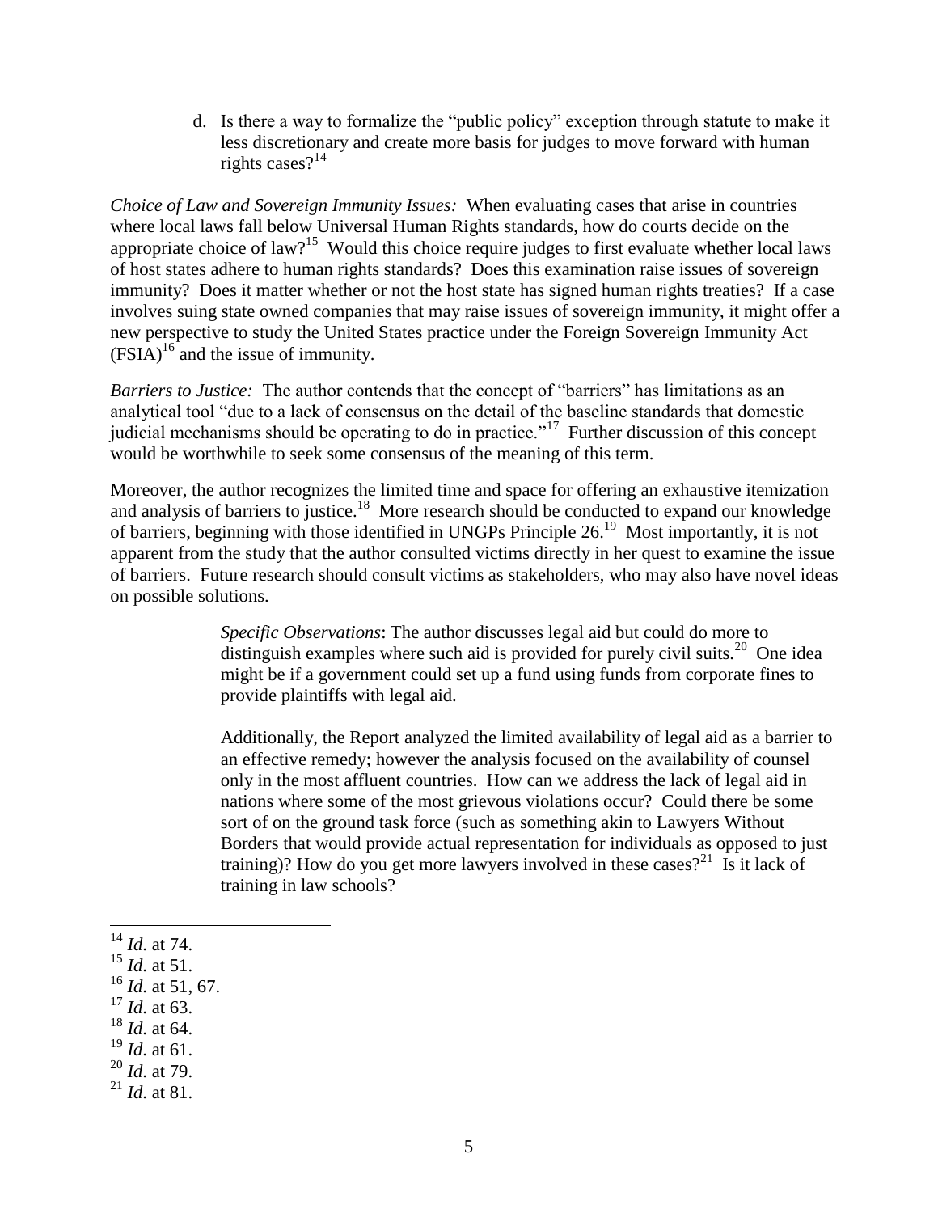d. Is there a way to formalize the "public policy" exception through statute to make it less discretionary and create more basis for judges to move forward with human rights cases?[14]

*Choice of Law and Sovereign Immunity Issues:* When evaluating cases that arise in countries where local laws fall below Universal Human Rights standards, how do courts decide on the appropriate choice of law?[15] Would this choice require judges to first evaluate whether local laws of host states adhere to human rights standards? Does this examination raise issues of sovereign immunity? Does it matter whether or not the host state has signed human rights treaties? If a case involves suing state owned companies that may raise issues of sovereign immunity, it might offer a new perspective to study the United States practice under the Foreign Sovereign Immunity Act (FSIA)[16] and the issue of immunity.

*Barriers to Justice:* The author contends that the concept of "barriers" has limitations as an analytical tool "due to a lack of consensus on the detail of the baseline standards that domestic judicial mechanisms should be operating to do in practice."[17] Further discussion of this concept would be worthwhile to seek some consensus of the meaning of this term.

Moreover, the author recognizes the limited time and space for offering an exhaustive itemization and analysis of barriers to justice.[18] More research should be conducted to expand our knowledge of barriers, beginning with those identified in UNGPs Principle 26.[19] Most importantly, it is not apparent from the study that the author consulted victims directly in her quest to examine the issue of barriers. Future research should consult victims as stakeholders, who may also have novel ideas on possible solutions.

> *Specific Observations*: The author discusses legal aid but could do more to distinguish examples where such aid is provided for purely civil suits.[20] One idea might be if a government could set up a fund using funds from corporate fines to provide plaintiffs with legal aid.
>
> Additionally, the Report analyzed the limited availability of legal aid as a barrier to an effective remedy; however the analysis focused on the availability of counsel only in the most affluent countries. How can we address the lack of legal aid in nations where some of the most grievous violations occur? Could there be some sort of on the ground task force (such as something akin to Lawyers Without Borders that would provide actual representation for individuals as opposed to just training)? How do you get more lawyers involved in these cases?[21] Is it lack of training in law schools?

---

[14] *Id*. at 74.
[15] *Id*. at 51.
[16] *Id*. at 51, 67.
[17] *Id*. at 63.
[18] *Id*. at 64.
[19] *Id*. at 61.
[20] *Id*. at 79.
[21] *Id*. at 81.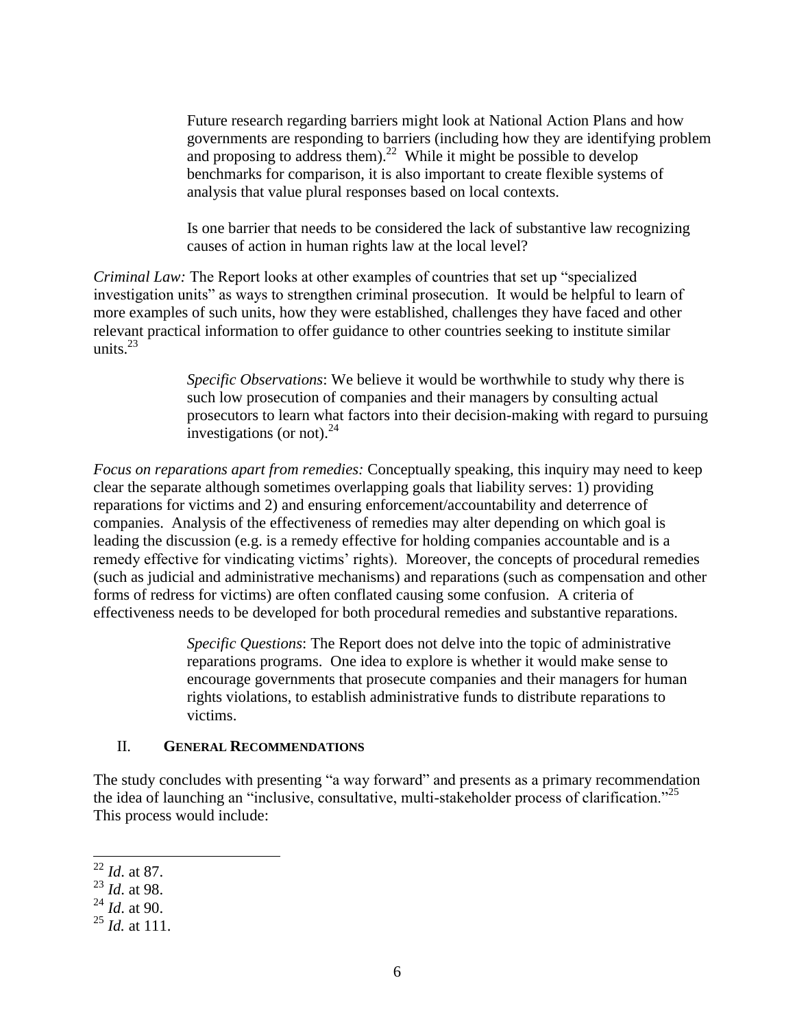Future research regarding barriers might look at National Action Plans and how governments are responding to barriers (including how they are identifying problem and proposing to address them).[22] While it might be possible to develop benchmarks for comparison, it is also important to create flexible systems of analysis that value plural responses based on local contexts.

Is one barrier that needs to be considered the lack of substantive law recognizing causes of action in human rights law at the local level?

*Criminal Law:* The Report looks at other examples of countries that set up "specialized investigation units" as ways to strengthen criminal prosecution. It would be helpful to learn of more examples of such units, how they were established, challenges they have faced and other relevant practical information to offer guidance to other countries seeking to institute similar units.[23]

*Specific Observations*: We believe it would be worthwhile to study why there is such low prosecution of companies and their managers by consulting actual prosecutors to learn what factors into their decision-making with regard to pursuing investigations (or not).[24]

*Focus on reparations apart from remedies:* Conceptually speaking, this inquiry may need to keep clear the separate although sometimes overlapping goals that liability serves: 1) providing reparations for victims and 2) and ensuring enforcement/accountability and deterrence of companies. Analysis of the effectiveness of remedies may alter depending on which goal is leading the discussion (e.g. is a remedy effective for holding companies accountable and is a remedy effective for vindicating victims' rights). Moreover, the concepts of procedural remedies (such as judicial and administrative mechanisms) and reparations (such as compensation and other forms of redress for victims) are often conflated causing some confusion. A criteria of effectiveness needs to be developed for both procedural remedies and substantive reparations.

*Specific Questions*: The Report does not delve into the topic of administrative reparations programs. One idea to explore is whether it would make sense to encourage governments that prosecute companies and their managers for human rights violations, to establish administrative funds to distribute reparations to victims.

## II. General Recommendations

The study concludes with presenting "a way forward" and presents as a primary recommendation the idea of launching an "inclusive, consultative, multi-stakeholder process of clarification."[25] This process would include:

---

[22] *Id*. at 87.
[23] *Id*. at 98.
[24] *Id*. at 90.
[25] *Id.* at 111.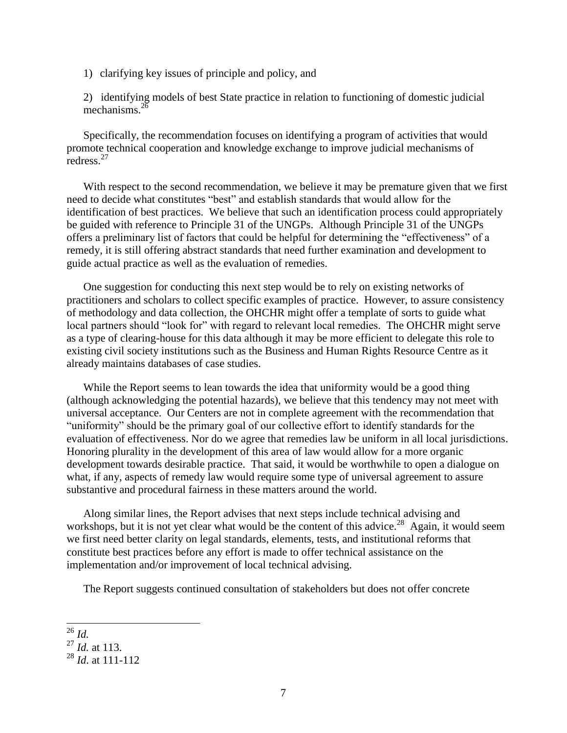1) clarifying key issues of principle and policy, and

2) identifying models of best State practice in relation to functioning of domestic judicial mechanisms.[26]

Specifically, the recommendation focuses on identifying a program of activities that would promote technical cooperation and knowledge exchange to improve judicial mechanisms of redress.[27]

With respect to the second recommendation, we believe it may be premature given that we first need to decide what constitutes "best" and establish standards that would allow for the identification of best practices. We believe that such an identification process could appropriately be guided with reference to Principle 31 of the UNGPs. Although Principle 31 of the UNGPs offers a preliminary list of factors that could be helpful for determining the "effectiveness" of a remedy, it is still offering abstract standards that need further examination and development to guide actual practice as well as the evaluation of remedies.

One suggestion for conducting this next step would be to rely on existing networks of practitioners and scholars to collect specific examples of practice. However, to assure consistency of methodology and data collection, the OHCHR might offer a template of sorts to guide what local partners should "look for" with regard to relevant local remedies. The OHCHR might serve as a type of clearing-house for this data although it may be more efficient to delegate this role to existing civil society institutions such as the Business and Human Rights Resource Centre as it already maintains databases of case studies.

While the Report seems to lean towards the idea that uniformity would be a good thing (although acknowledging the potential hazards), we believe that this tendency may not meet with universal acceptance. Our Centers are not in complete agreement with the recommendation that "uniformity" should be the primary goal of our collective effort to identify standards for the evaluation of effectiveness. Nor do we agree that remedies law be uniform in all local jurisdictions. Honoring plurality in the development of this area of law would allow for a more organic development towards desirable practice. That said, it would be worthwhile to open a dialogue on what, if any, aspects of remedy law would require some type of universal agreement to assure substantive and procedural fairness in these matters around the world.

Along similar lines, the Report advises that next steps include technical advising and workshops, but it is not yet clear what would be the content of this advice.[28] Again, it would seem we first need better clarity on legal standards, elements, tests, and institutional reforms that constitute best practices before any effort is made to offer technical assistance on the implementation and/or improvement of local technical advising.

The Report suggests continued consultation of stakeholders but does not offer concrete

---

[26] *Id.*

[27] *Id.* at 113.

[28] *Id*. at 111-112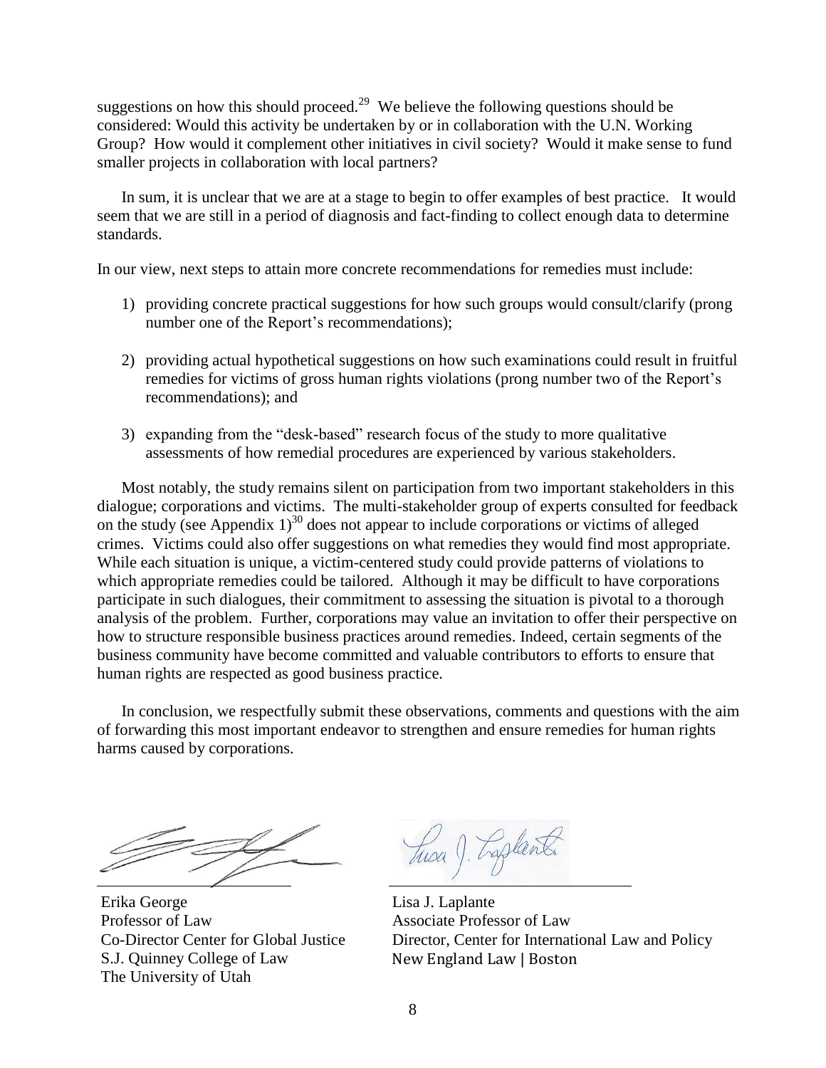suggestions on how this should proceed.[29] We believe the following questions should be considered: Would this activity be undertaken by or in collaboration with the U.N. Working Group? How would it complement other initiatives in civil society? Would it make sense to fund smaller projects in collaboration with local partners?

In sum, it is unclear that we are at a stage to begin to offer examples of best practice. It would seem that we are still in a period of diagnosis and fact-finding to collect enough data to determine standards.

In our view, next steps to attain more concrete recommendations for remedies must include:

1) providing concrete practical suggestions for how such groups would consult/clarify (prong number one of the Report's recommendations);

2) providing actual hypothetical suggestions on how such examinations could result in fruitful remedies for victims of gross human rights violations (prong number two of the Report's recommendations); and

3) expanding from the "desk-based" research focus of the study to more qualitative assessments of how remedial procedures are experienced by various stakeholders.

Most notably, the study remains silent on participation from two important stakeholders in this dialogue; corporations and victims. The multi-stakeholder group of experts consulted for feedback on the study (see Appendix 1)[30] does not appear to include corporations or victims of alleged crimes. Victims could also offer suggestions on what remedies they would find most appropriate. While each situation is unique, a victim-centered study could provide patterns of violations to which appropriate remedies could be tailored. Although it may be difficult to have corporations participate in such dialogues, their commitment to assessing the situation is pivotal to a thorough analysis of the problem. Further, corporations may value an invitation to offer their perspective on how to structure responsible business practices around remedies. Indeed, certain segments of the business community have become committed and valuable contributors to efforts to ensure that human rights are respected as good business practice.

In conclusion, we respectfully submit these observations, comments and questions with the aim of forwarding this most important endeavor to strengthen and ensure remedies for human rights harms caused by corporations.

Erika George
Professor of Law
Co-Director Center for Global Justice
S.J. Quinney College of Law
The University of Utah

Lisa J. Laplante
Associate Professor of Law
Director, Center for International Law and Policy
New England Law | Boston